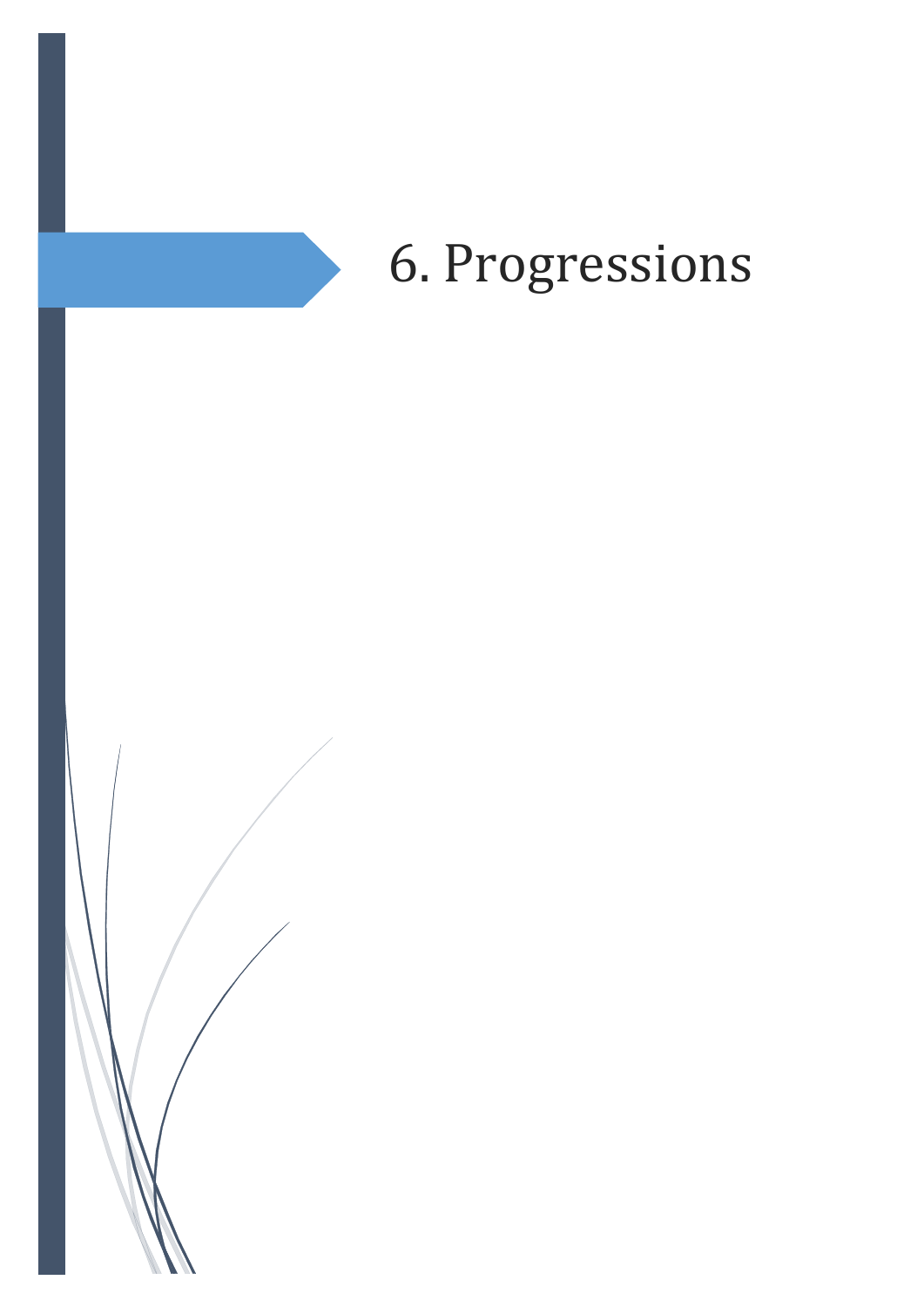# 6. Progressions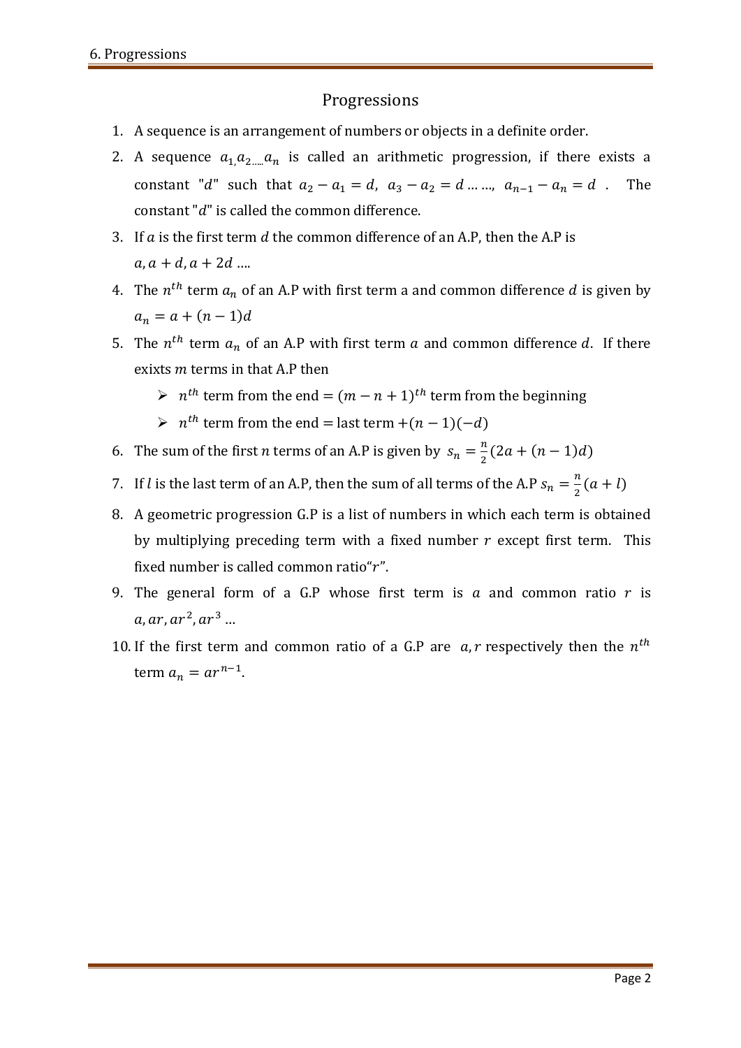# Progressions

1. A sequence is an arrangement of numbers or objects in a definite order.
2. A sequence $a_{1,}a_{2\,.....}a_n$ is called an arithmetic progression, if there exists a constant "$d$" such that $a_2 - a_1 = d$, $a_3 - a_2 = d$ … …, $a_{n-1} - a_n = d$ . The constant "$d$" is called the common difference.
3. If $a$ is the first term $d$ the common difference of an A.P, then the A.P is $a, a + d, a + 2d$ ….
4. The $n^{th}$ term $a_n$ of an A.P with first term a and common difference $d$ is given by $a_n = a + (n-1)d$
5. The $n^{th}$ term $a_n$ of an A.P with first term $a$ and common difference $d$. If there exixts $m$ terms in that A.P then
   - $n^{th}$ term from the end = $(m - n + 1)^{th}$ term from the beginning
   - $n^{th}$ term from the end = last term $+(n-1)(-d)$
6. The sum of the first $n$ terms of an A.P is given by $s_n = \frac{n}{2}(2a + (n-1)d)$
7. If $l$ is the last term of an A.P, then the sum of all terms of the A.P $s_n = \frac{n}{2}(a + l)$
8. A geometric progression G.P is a list of numbers in which each term is obtained by multiplying preceding term with a fixed number $r$ except first term. This fixed number is called common ratio"$r$".
9. The general form of a G.P whose first term is $a$ and common ratio $r$ is $a, ar, ar^2, ar^3$ …
10. If the first term and common ratio of a G.P are $a, r$ respectively then the $n^{th}$ term $a_n = ar^{n-1}$.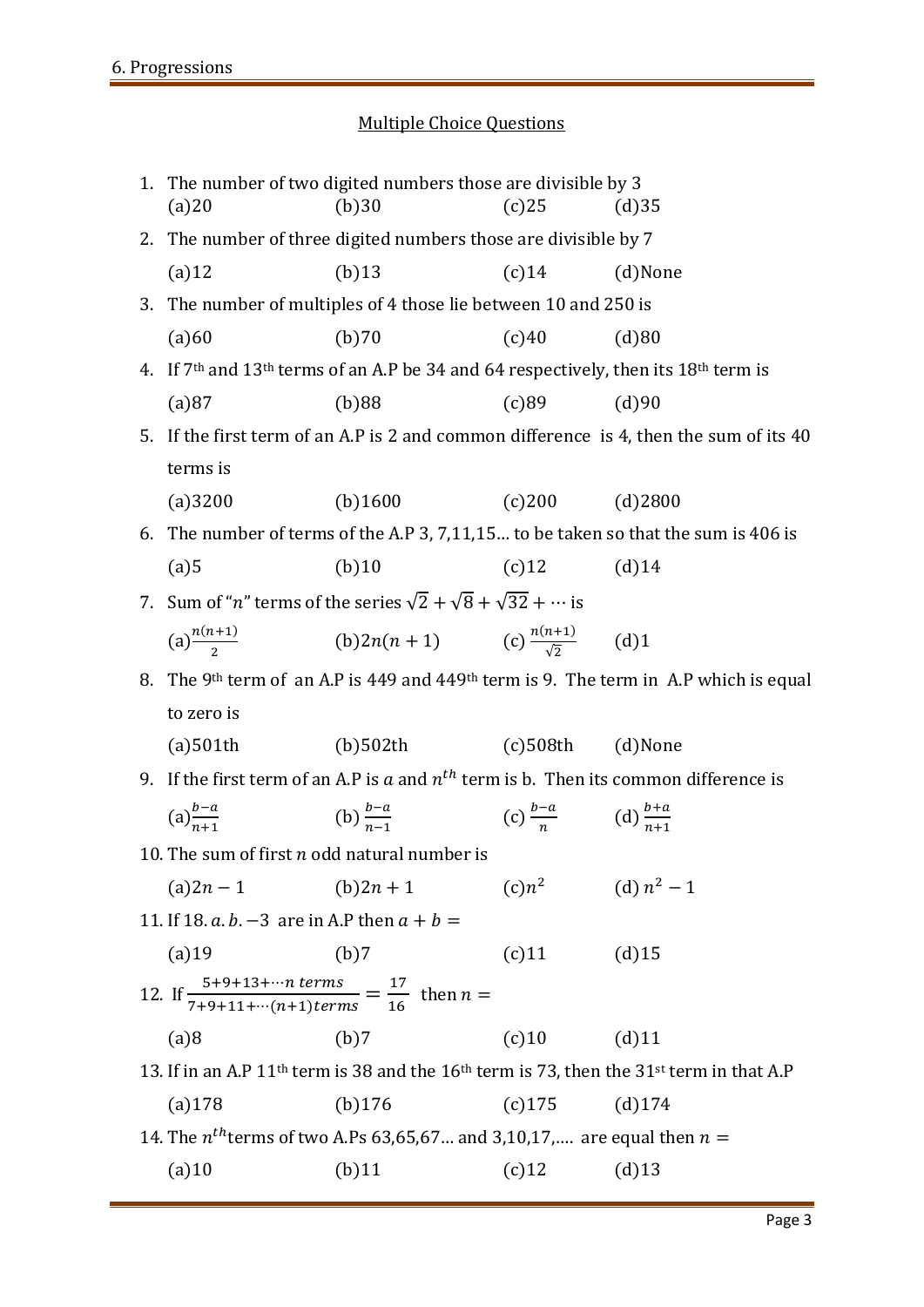## Multiple Choice Questions

1. The number of two digited numbers those are divisible by 3
   (a)20 (b)30 (c)25 (d)35
2. The number of three digited numbers those are divisible by 7
   (a)12 (b)13 (c)14 (d)None
3. The number of multiples of 4 those lie between 10 and 250 is
   (a)60 (b)70 (c)40 (d)80
4. If 7th and 13th terms of an A.P be 34 and 64 respectively, then its 18th term is
   (a)87 (b)88 (c)89 (d)90
5. If the first term of an A.P is 2 and common difference is 4, then the sum of its 40 terms is
   (a)3200 (b)1600 (c)200 (d)2800
6. The number of terms of the A.P 3, 7,11,15… to be taken so that the sum is 406 is
   (a)5 (b)10 (c)12 (d)14
7. Sum of "$n$" terms of the series $\sqrt{2} + \sqrt{8} + \sqrt{32} + \cdots$ is
   (a)$\frac{n(n+1)}{2}$ (b)$2n(n+1)$ (c) $\frac{n(n+1)}{\sqrt{2}}$ (d)1
8. The 9th term of an A.P is 449 and 449th term is 9. The term in A.P which is equal to zero is
   (a)501th (b)502th (c)508th (d)None
9. If the first term of an A.P is $a$ and $n^{th}$ term is b. Then its common difference is
   (a)$\frac{b-a}{n+1}$ (b) $\frac{b-a}{n-1}$ (c) $\frac{b-a}{n}$ (d) $\frac{b+a}{n+1}$
10. The sum of first $n$ odd natural number is
    (a)$2n-1$ (b)$2n+1$ (c)$n^2$ (d) $n^2-1$
11. If $18. a. b. -3$ are in A.P then $a + b =$
    (a)19 (b)7 (c)11 (d)15
12. If $\frac{5+9+13+\cdots n\ terms}{7+9+11+\cdots(n+1)terms} = \frac{17}{16}$ then $n =$
    (a)8 (b)7 (c)10 (d)11
13. If in an A.P 11th term is 38 and the 16th term is 73, then the 31st term in that A.P
    (a)178 (b)176 (c)175 (d)174
14. The $n^{th}$terms of two A.Ps 63,65,67… and 3,10,17,…. are equal then $n =$
    (a)10 (b)11 (c)12 (d)13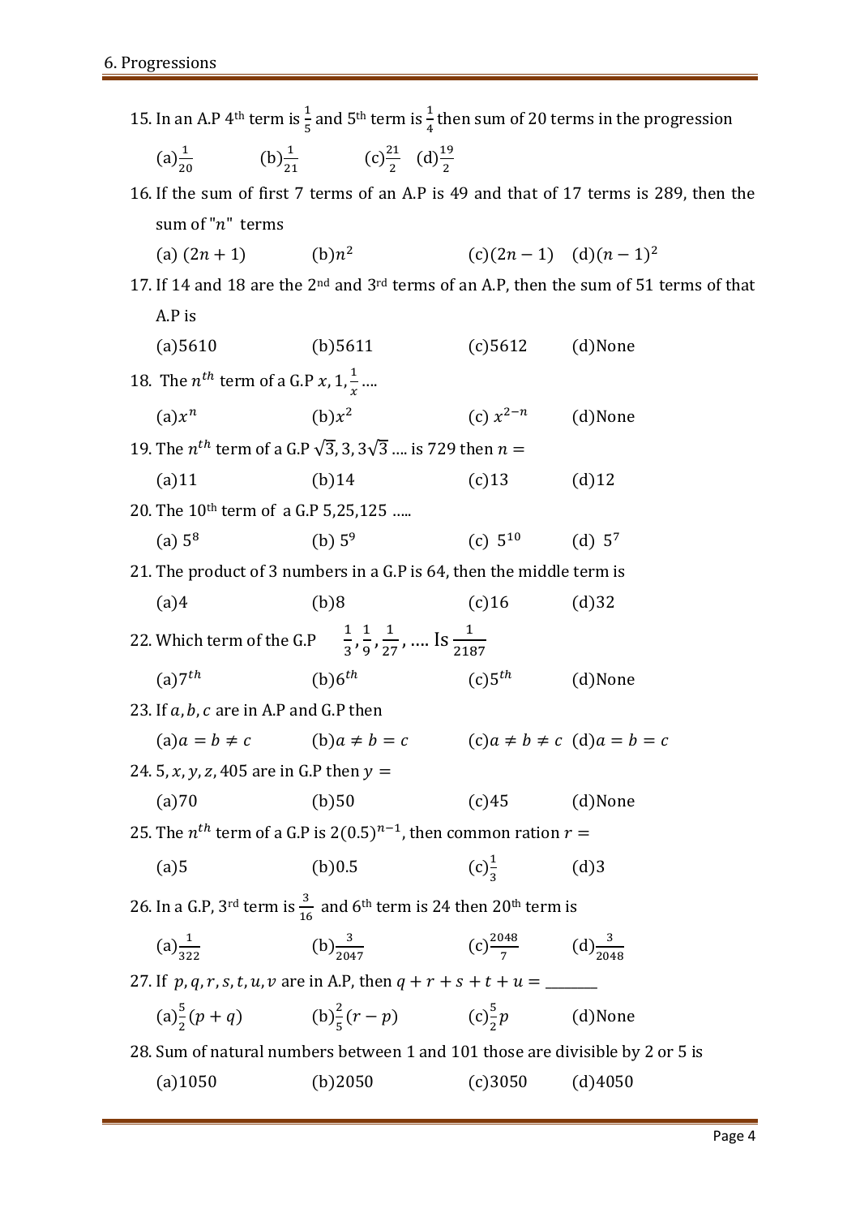15. In an A.P 4[th] term is $\frac{1}{5}$ and 5[th] term is $\frac{1}{4}$ then sum of 20 terms in the progression

    (a)$\frac{1}{20}$ (b)$\frac{1}{21}$ (c)$\frac{21}{2}$ (d)$\frac{19}{2}$

16. If the sum of first 7 terms of an A.P is 49 and that of 17 terms is 289, then the sum of "$n$" terms

    (a) $(2n+1)$ (b)$n^2$ (c)$(2n-1)$ (d)$(n-1)^2$

17. If 14 and 18 are the 2[nd] and 3[rd] terms of an A.P, then the sum of 51 terms of that A.P is

    (a)5610 (b)5611 (c)5612 (d)None

18. The $n^{th}$ term of a G.P $x, 1, \frac{1}{x}$ ....

    (a)$x^n$ (b)$x^2$ (c) $x^{2-n}$ (d)None

19. The $n^{th}$ term of a G.P $\sqrt{3}, 3, 3\sqrt{3}$ .... is 729 then $n =$

    (a)11 (b)14 (c)13 (d)12

20. The 10[th] term of a G.P 5,25,125 .....

    (a) $5^8$ (b) $5^9$ (c) $5^{10}$ (d) $5^7$

21. The product of 3 numbers in a G.P is 64, then the middle term is

    (a)4 (b)8 (c)16 (d)32

22. Which term of the G.P $\frac{1}{3}, \frac{1}{9}, \frac{1}{27}$, .... Is $\frac{1}{2187}$

    (a)$7^{th}$ (b)$6^{th}$ (c)$5^{th}$ (d)None

23. If $a, b, c$ are in A.P and G.P then

    (a)$a = b \neq c$ (b)$a \neq b = c$ (c)$a \neq b \neq c$ (d)$a = b = c$

24. $5, x, y, z, 405$ are in G.P then $y =$

    (a)70 (b)50 (c)45 (d)None

25. The $n^{th}$ term of a G.P is $2(0.5)^{n-1}$, then common ration $r =$

    (a)5 (b)0.5 (c)$\frac{1}{3}$ (d)3

26. In a G.P, 3[rd] term is $\frac{3}{16}$ and 6[th] term is 24 then 20[th] term is

    (a)$\frac{1}{322}$ (b)$\frac{3}{2047}$ (c)$\frac{2048}{7}$ (d)$\frac{3}{2048}$

27. If $p, q, r, s, t, u, v$ are in A.P, then $q + r + s + t + u =$ _______

    (a)$\frac{5}{2}(p+q)$ (b)$\frac{2}{5}(r-p)$ (c)$\frac{5}{2}p$ (d)None

28. Sum of natural numbers between 1 and 101 those are divisible by 2 or 5 is

    (a)1050 (b)2050 (c)3050 (d)4050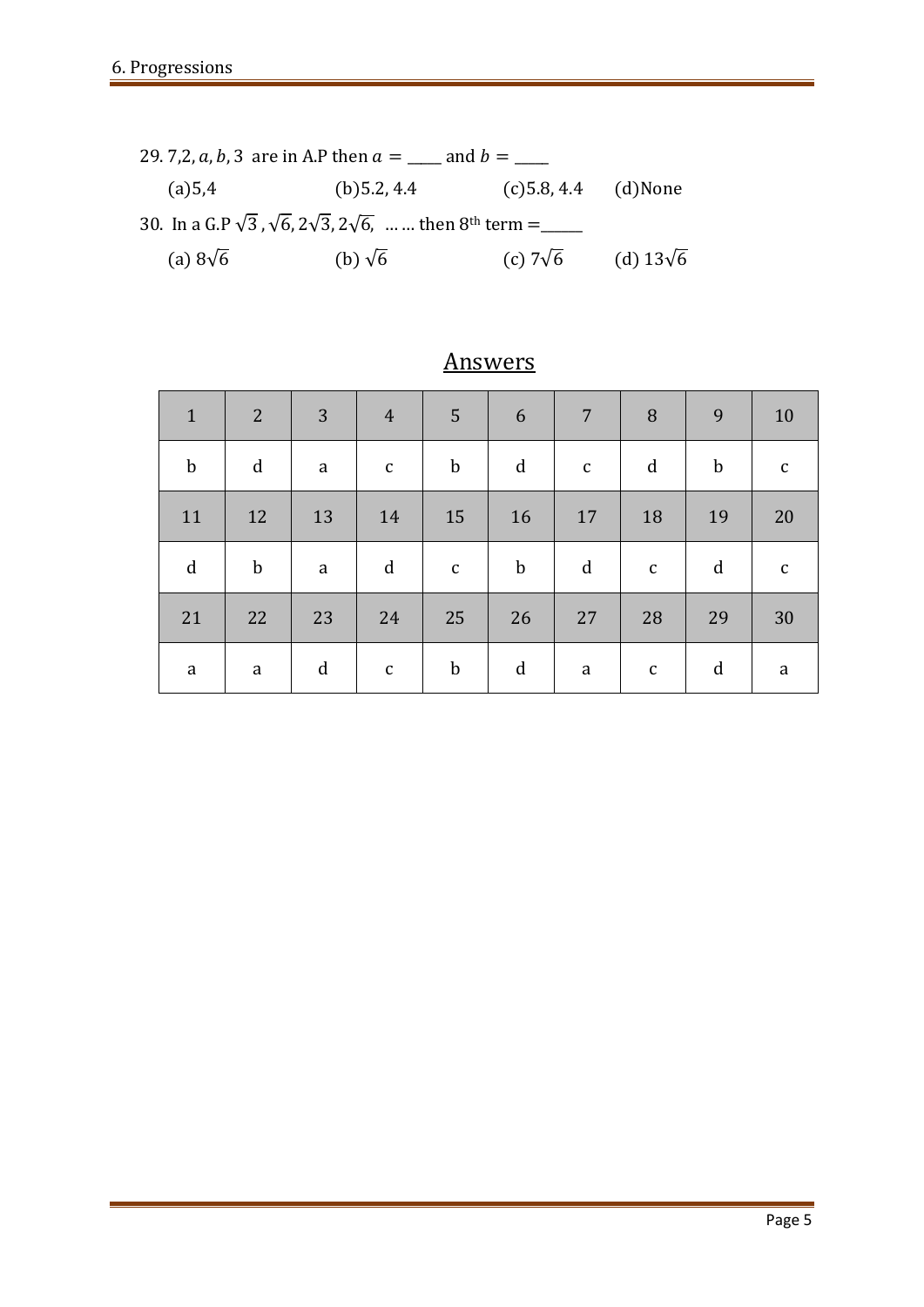29. $7, 2, a, b, 3$ are in A.P then $a =$ ____ and $b =$ ____

 (a)5,4 (b)5.2, 4.4 (c)5.8, 4.4 (d)None

30. In a G.P $\sqrt{3}, \sqrt{6}, 2\sqrt{3}, 2\sqrt{6}, \ldots\ldots$ then $8^{th}$ term =_____

 (a) $8\sqrt{6}$ (b) $\sqrt{6}$ (c) $7\sqrt{6}$ (d) $13\sqrt{6}$

## Answers

| | | | | | | | | | |
|---|---|---|---|---|---|---|---|---|---|
| 1 | 2 | 3 | 4 | 5 | 6 | 7 | 8 | 9 | 10 |
| b | d | a | c | b | d | c | d | b | c |
| 11 | 12 | 13 | 14 | 15 | 16 | 17 | 18 | 19 | 20 |
| d | b | a | d | c | b | d | c | d | c |
| 21 | 22 | 23 | 24 | 25 | 26 | 27 | 28 | 29 | 30 |
| a | a | d | c | b | d | a | c | d | a |